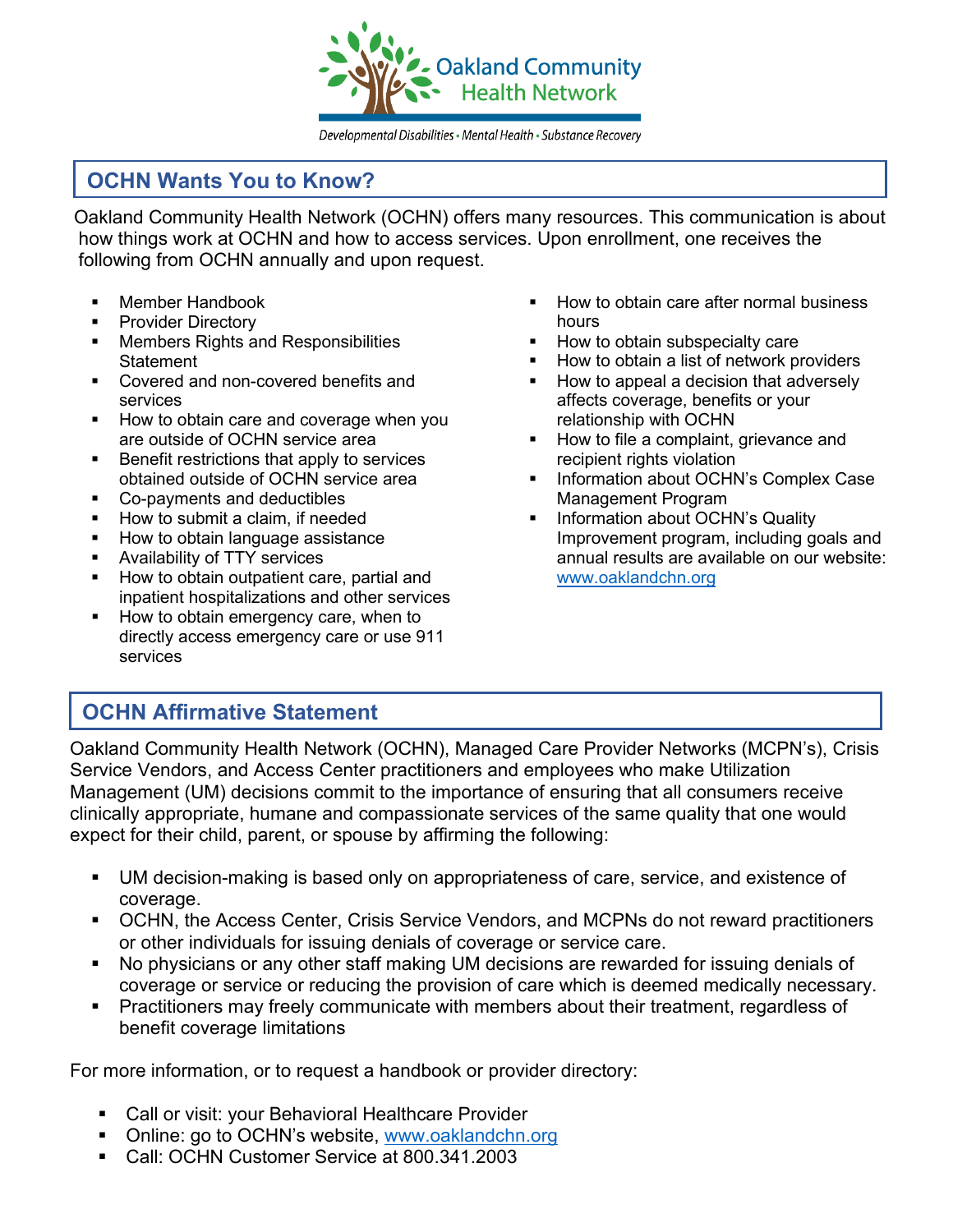Oakland Community Health Network

*Developmental Disabilities • Mental Health • Substance Recovery*

## OCHN Wants You to Know?

Oakland Community Health Network (OCHN) offers many resources. This communication is about how things work at OCHN and how to access services. Upon enrollment, one receives the following from OCHN annually and upon request.

- Member Handbook
- Provider Directory
- Members Rights and Responsibilities Statement
- Covered and non-covered benefits and services
- How to obtain care and coverage when you are outside of OCHN service area
- Benefit restrictions that apply to services obtained outside of OCHN service area
- Co-payments and deductibles
- How to submit a claim, if needed
- How to obtain language assistance
- Availability of TTY services
- How to obtain outpatient care, partial and inpatient hospitalizations and other services
- How to obtain emergency care, when to directly access emergency care or use 911 services
- How to obtain care after normal business hours
- How to obtain subspecialty care
- How to obtain a list of network providers
- How to appeal a decision that adversely affects coverage, benefits or your relationship with OCHN
- How to file a complaint, grievance and recipient rights violation
- Information about OCHN's Complex Case Management Program
- Information about OCHN's Quality Improvement program, including goals and annual results are available on our website: www.oaklandchn.org

## OCHN Affirmative Statement

Oakland Community Health Network (OCHN), Managed Care Provider Networks (MCPN's), Crisis Service Vendors, and Access Center practitioners and employees who make Utilization Management (UM) decisions commit to the importance of ensuring that all consumers receive clinically appropriate, humane and compassionate services of the same quality that one would expect for their child, parent, or spouse by affirming the following:

- UM decision-making is based only on appropriateness of care, service, and existence of coverage.
- OCHN, the Access Center, Crisis Service Vendors, and MCPNs do not reward practitioners or other individuals for issuing denials of coverage or service care.
- No physicians or any other staff making UM decisions are rewarded for issuing denials of coverage or service or reducing the provision of care which is deemed medically necessary.
- Practitioners may freely communicate with members about their treatment, regardless of benefit coverage limitations

For more information, or to request a handbook or provider directory:

- Call or visit: your Behavioral Healthcare Provider
- Online: go to OCHN's website, www.oaklandchn.org
- Call: OCHN Customer Service at 800.341.2003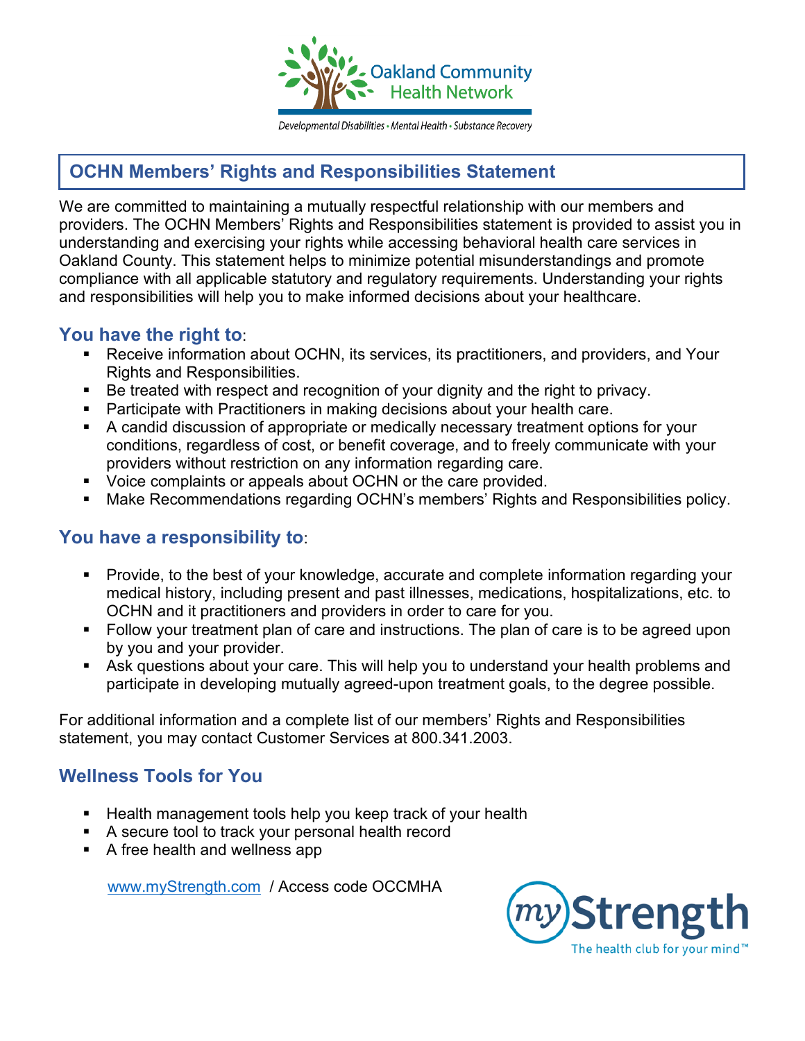Oakland Community Health Network

Developmental Disabilities • Mental Health • Substance Recovery

## OCHN Members' Rights and Responsibilities Statement

We are committed to maintaining a mutually respectful relationship with our members and providers. The OCHN Members' Rights and Responsibilities statement is provided to assist you in understanding and exercising your rights while accessing behavioral health care services in Oakland County. This statement helps to minimize potential misunderstandings and promote compliance with all applicable statutory and regulatory requirements. Understanding your rights and responsibilities will help you to make informed decisions about your healthcare.

### You have the right to:

- Receive information about OCHN, its services, its practitioners, and providers, and Your Rights and Responsibilities.
- Be treated with respect and recognition of your dignity and the right to privacy.
- Participate with Practitioners in making decisions about your health care.
- A candid discussion of appropriate or medically necessary treatment options for your conditions, regardless of cost, or benefit coverage, and to freely communicate with your providers without restriction on any information regarding care.
- Voice complaints or appeals about OCHN or the care provided.
- Make Recommendations regarding OCHN's members' Rights and Responsibilities policy.

### You have a responsibility to:

- Provide, to the best of your knowledge, accurate and complete information regarding your medical history, including present and past illnesses, medications, hospitalizations, etc. to OCHN and it practitioners and providers in order to care for you.
- Follow your treatment plan of care and instructions. The plan of care is to be agreed upon by you and your provider.
- Ask questions about your care. This will help you to understand your health problems and participate in developing mutually agreed-upon treatment goals, to the degree possible.

For additional information and a complete list of our members' Rights and Responsibilities statement, you may contact Customer Services at 800.341.2003.

### Wellness Tools for You

- Health management tools help you keep track of your health
- A secure tool to track your personal health record
- A free health and wellness app

www.myStrength.com / Access code OCCMHA

myStrength
The health club for your mind™